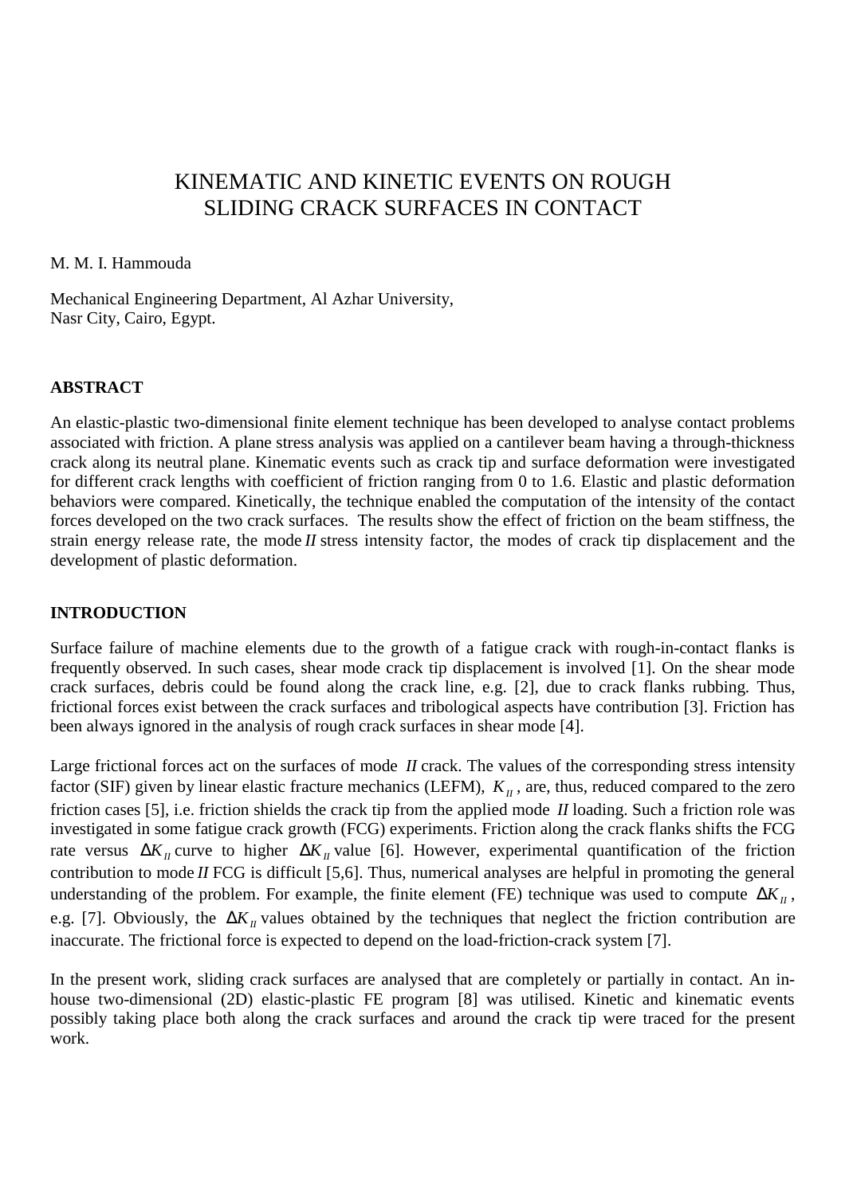# KINEMATIC AND KINETIC EVENTS ON ROUGH SLIDING CRACK SURFACES IN CONTACT

M. M. I. Hammouda

Mechanical Engineering Department, Al Azhar University,
Nasr City, Cairo, Egypt.

## ABSTRACT

An elastic-plastic two-dimensional finite element technique has been developed to analyse contact problems associated with friction. A plane stress analysis was applied on a cantilever beam having a through-thickness crack along its neutral plane. Kinematic events such as crack tip and surface deformation were investigated for different crack lengths with coefficient of friction ranging from 0 to 1.6. Elastic and plastic deformation behaviors were compared. Kinetically, the technique enabled the computation of the intensity of the contact forces developed on the two crack surfaces. The results show the effect of friction on the beam stiffness, the strain energy release rate, the mode *II* stress intensity factor, the modes of crack tip displacement and the development of plastic deformation.

## INTRODUCTION

Surface failure of machine elements due to the growth of a fatigue crack with rough-in-contact flanks is frequently observed. In such cases, shear mode crack tip displacement is involved [1]. On the shear mode crack surfaces, debris could be found along the crack line, e.g. [2], due to crack flanks rubbing. Thus, frictional forces exist between the crack surfaces and tribological aspects have contribution [3]. Friction has been always ignored in the analysis of rough crack surfaces in shear mode [4].

Large frictional forces act on the surfaces of mode *II* crack. The values of the corresponding stress intensity factor (SIF) given by linear elastic fracture mechanics (LEFM), $K_{II}$, are, thus, reduced compared to the zero friction cases [5], i.e. friction shields the crack tip from the applied mode *II* loading. Such a friction role was investigated in some fatigue crack growth (FCG) experiments. Friction along the crack flanks shifts the FCG rate versus $\Delta K_{II}$ curve to higher $\Delta K_{II}$ value [6]. However, experimental quantification of the friction contribution to mode *II* FCG is difficult [5,6]. Thus, numerical analyses are helpful in promoting the general understanding of the problem. For example, the finite element (FE) technique was used to compute $\Delta K_{II}$, e.g. [7]. Obviously, the $\Delta K_{II}$ values obtained by the techniques that neglect the friction contribution are inaccurate. The frictional force is expected to depend on the load-friction-crack system [7].

In the present work, sliding crack surfaces are analysed that are completely or partially in contact. An in-house two-dimensional (2D) elastic-plastic FE program [8] was utilised. Kinetic and kinematic events possibly taking place both along the crack surfaces and around the crack tip were traced for the present work.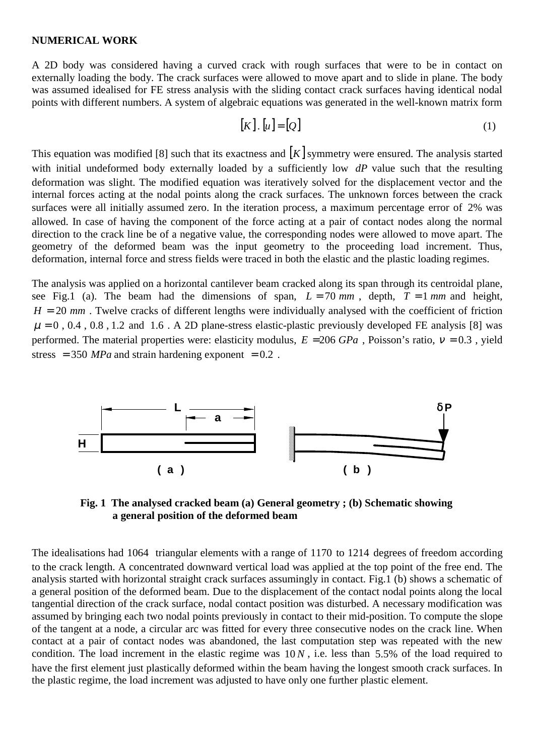**NUMERICAL WORK**

A 2D body was considered having a curved crack with rough surfaces that were to be in contact on externally loading the body. The crack surfaces were allowed to move apart and to slide in plane. The body was assumed idealised for FE stress analysis with the sliding contact crack surfaces having identical nodal points with different numbers. A system of algebraic equations was generated in the well-known matrix form

$$[K].[u]=[Q] \tag{1}$$

This equation was modified [8] such that its exactness and $[K]$ symmetry were ensured. The analysis started with initial undeformed body externally loaded by a sufficiently low $dP$ value such that the resulting deformation was slight. The modified equation was iteratively solved for the displacement vector and the internal forces acting at the nodal points along the crack surfaces. The unknown forces between the crack surfaces were all initially assumed zero. In the iteration process, a maximum percentage error of 2% was allowed. In case of having the component of the force acting at a pair of contact nodes along the normal direction to the crack line be of a negative value, the corresponding nodes were allowed to move apart. The geometry of the deformed beam was the input geometry to the proceeding load increment. Thus, deformation, internal force and stress fields were traced in both the elastic and the plastic loading regimes.

The analysis was applied on a horizontal cantilever beam cracked along its span through its centroidal plane, see Fig.1 (a). The beam had the dimensions of span, $L = 70\ mm$, depth, $T = 1\ mm$ and height, $H = 20\ mm$. Twelve cracks of different lengths were individually analysed with the coefficient of friction $\mu = 0$, $0.4$, $0.8$, $1.2$ and $1.6$. A 2D plane-stress elastic-plastic previously developed FE analysis [8] was performed. The material properties were: elasticity modulus, $E = 206\ GPa$, Poisson's ratio, $\nu = 0.3$, yield stress $= 350\ MPa$ and strain hardening exponent $= 0.2$.

**Fig. 1 The analysed cracked beam (a) General geometry ; (b) Schematic showing a general position of the deformed beam**

The idealisations had 1064 triangular elements with a range of 1170 to 1214 degrees of freedom according to the crack length. A concentrated downward vertical load was applied at the top point of the free end. The analysis started with horizontal straight crack surfaces assumingly in contact. Fig.1 (b) shows a schematic of a general position of the deformed beam. Due to the displacement of the contact nodal points along the local tangential direction of the crack surface, nodal contact position was disturbed. A necessary modification was assumed by bringing each two nodal points previously in contact to their mid-position. To compute the slope of the tangent at a node, a circular arc was fitted for every three consecutive nodes on the crack line. When contact at a pair of contact nodes was abandoned, the last computation step was repeated with the new condition. The load increment in the elastic regime was $10\ N$, i.e. less than 5.5% of the load required to have the first element just plastically deformed within the beam having the longest smooth crack surfaces. In the plastic regime, the load increment was adjusted to have only one further plastic element.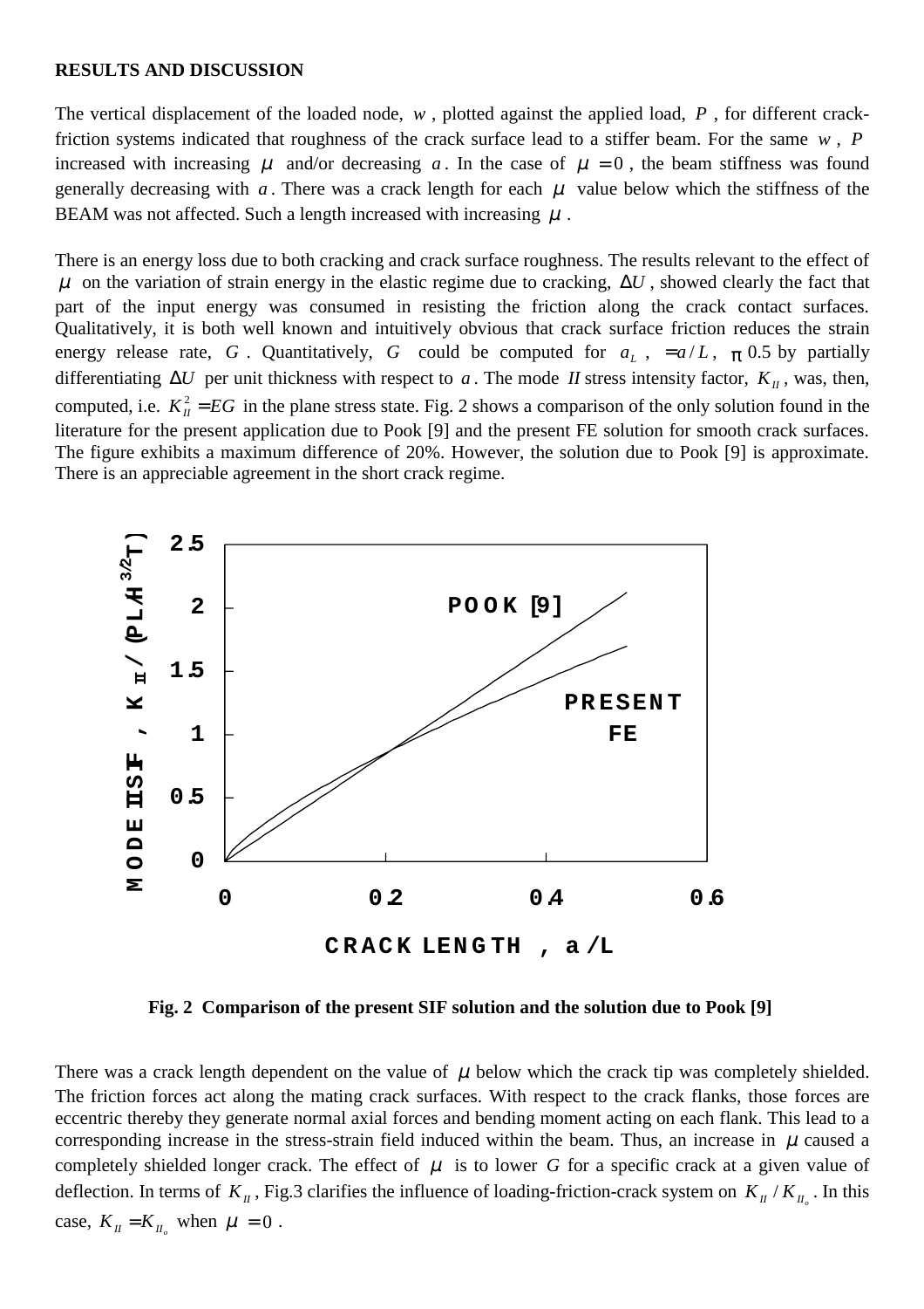## RESULTS AND DISCUSSION

The vertical displacement of the loaded node, $w$, plotted against the applied load, $P$, for different crack-friction systems indicated that roughness of the crack surface lead to a stiffer beam. For the same $w$, $P$ increased with increasing $\mu$ and/or decreasing $a$. In the case of $\mu = 0$, the beam stiffness was found generally decreasing with $a$. There was a crack length for each $\mu$ value below which the stiffness of the BEAM was not affected. Such a length increased with increasing $\mu$.

There is an energy loss due to both cracking and crack surface roughness. The results relevant to the effect of $\mu$ on the variation of strain energy in the elastic regime due to cracking, $\Delta U$, showed clearly the fact that part of the input energy was consumed in resisting the friction along the crack contact surfaces. Qualitatively, it is both well known and intuitively obvious that crack surface friction reduces the strain energy release rate, $G$. Quantitatively, $G$ could be computed for $a_L$, $= a/L$, $\leq 0.5$ by partially differentiating $\Delta U$ per unit thickness with respect to $a$. The mode $II$ stress intensity factor, $K_{II}$, was, then, computed, i.e. $K_{II}^2 = EG$ in the plane stress state. Fig. 2 shows a comparison of the only solution found in the literature for the present application due to Pook [9] and the present FE solution for smooth crack surfaces. The figure exhibits a maximum difference of 20%. However, the solution due to Pook [9] is approximate. There is an appreciable agreement in the short crack regime.

**Fig. 2 Comparison of the present SIF solution and the solution due to Pook [9]**

There was a crack length dependent on the value of $\mu$ below which the crack tip was completely shielded. The friction forces act along the mating crack surfaces. With respect to the crack flanks, those forces are eccentric thereby they generate normal axial forces and bending moment acting on each flank. This lead to a corresponding increase in the stress-strain field induced within the beam. Thus, an increase in $\mu$ caused a completely shielded longer crack. The effect of $\mu$ is to lower $G$ for a specific crack at a given value of deflection. In terms of $K_{II}$, Fig.3 clarifies the influence of loading-friction-crack system on $K_{II} / K_{II_o}$. In this case, $K_{II} = K_{II_o}$ when $\mu = 0$.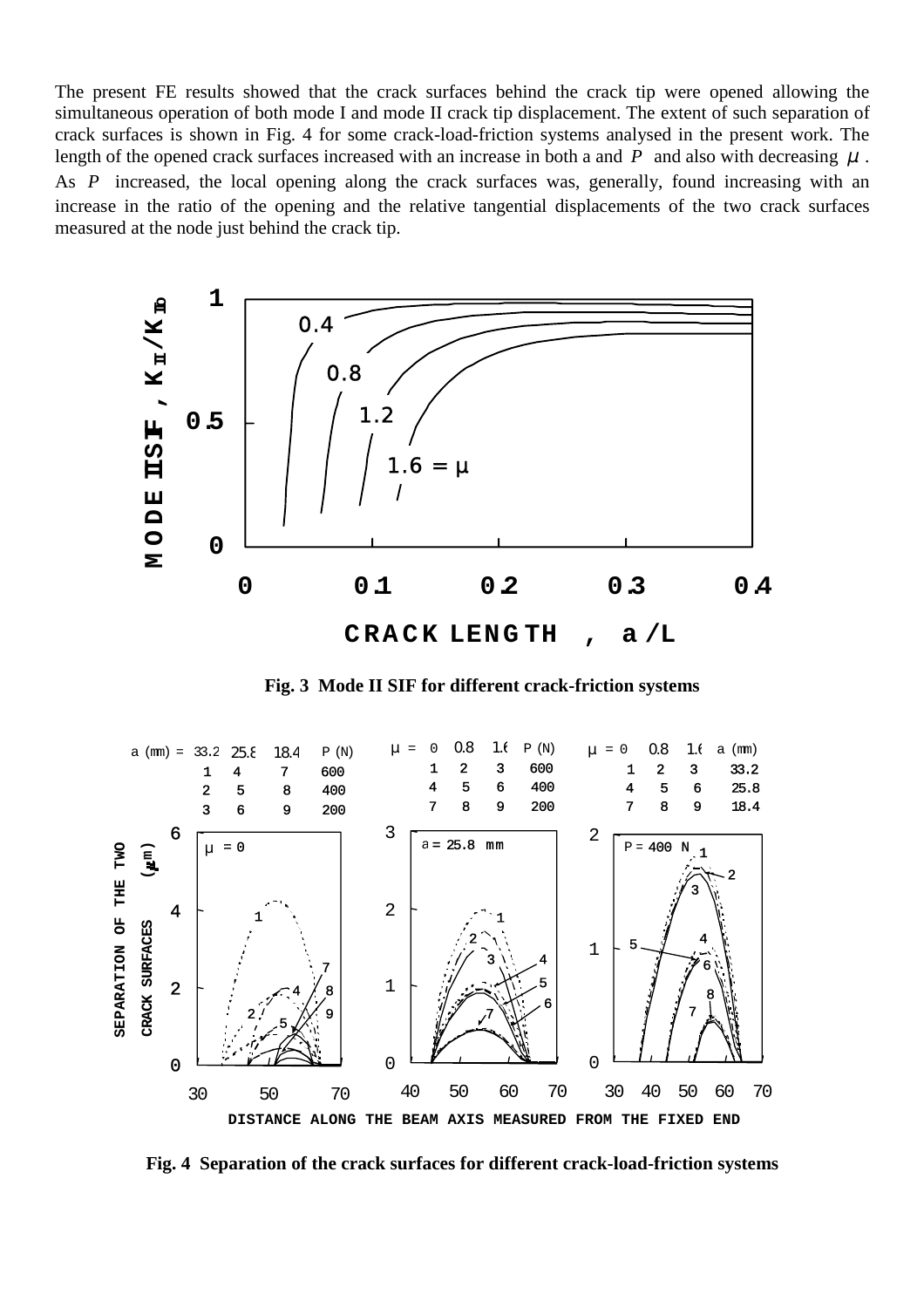The present FE results showed that the crack surfaces behind the crack tip were opened allowing the simultaneous operation of both mode I and mode II crack tip displacement. The extent of such separation of crack surfaces is shown in Fig. 4 for some crack-load-friction systems analysed in the present work. The length of the opened crack surfaces increased with an increase in both a and $P$ and also with decreasing $\mu$. As $P$ increased, the local opening along the crack surfaces was, generally, found increasing with an increase in the ratio of the opening and the relative tangential displacements of the two crack surfaces measured at the node just behind the crack tip.

**Fig. 3 Mode II SIF for different crack-friction systems**

**Fig. 4 Separation of the crack surfaces for different crack-load-friction systems**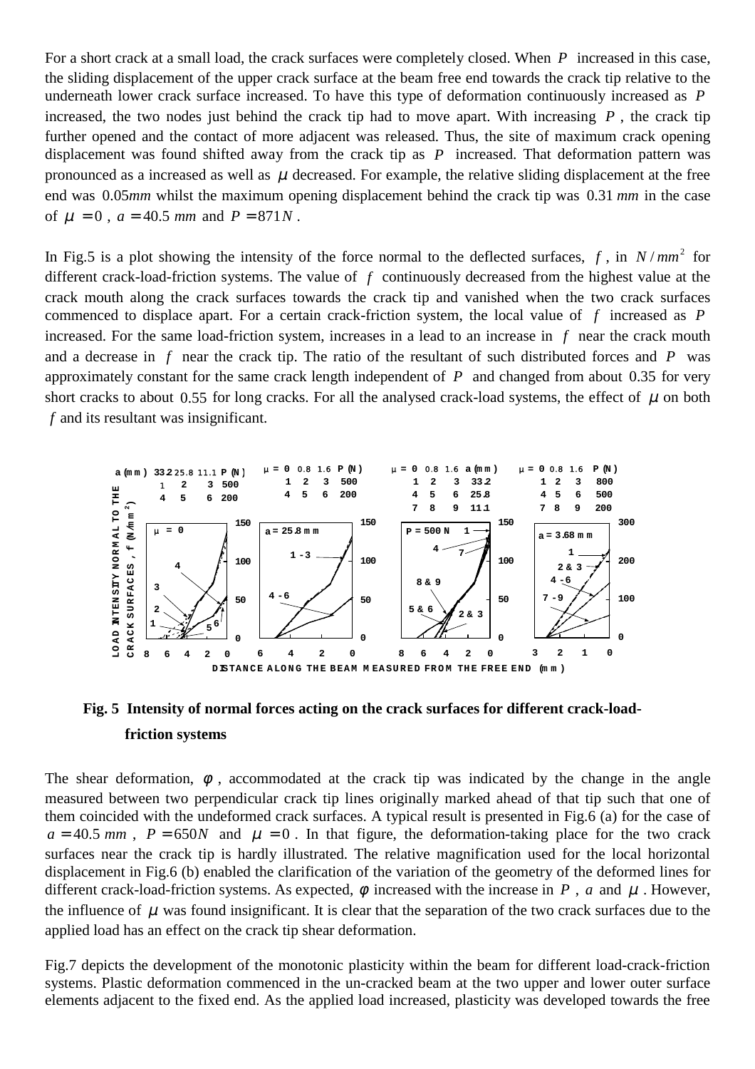For a short crack at a small load, the crack surfaces were completely closed. When $P$ increased in this case, the sliding displacement of the upper crack surface at the beam free end towards the crack tip relative to the underneath lower crack surface increased. To have this type of deformation continuously increased as $P$ increased, the two nodes just behind the crack tip had to move apart. With increasing $P$, the crack tip further opened and the contact of more adjacent was released. Thus, the site of maximum crack opening displacement was found shifted away from the crack tip as $P$ increased. That deformation pattern was pronounced as a increased as well as $\mu$ decreased. For example, the relative sliding displacement at the free end was $0.05mm$ whilst the maximum opening displacement behind the crack tip was $0.31\ mm$ in the case of $\mu = 0$, $a = 40.5\ mm$ and $P = 871N$.

In Fig.5 is a plot showing the intensity of the force normal to the deflected surfaces, $f$, in $N/mm^2$ for different crack-load-friction systems. The value of $f$ continuously decreased from the highest value at the crack mouth along the crack surfaces towards the crack tip and vanished when the two crack surfaces commenced to displace apart. For a certain crack-friction system, the local value of $f$ increased as $P$ increased. For the same load-friction system, increases in a lead to an increase in $f$ near the crack mouth and a decrease in $f$ near the crack tip. The ratio of the resultant of such distributed forces and $P$ was approximately constant for the same crack length independent of $P$ and changed from about $0.35$ for very short cracks to about $0.55$ for long cracks. For all the analysed crack-load systems, the effect of $\mu$ on both $f$ and its resultant was insignificant.

**Fig. 5 Intensity of normal forces acting on the crack surfaces for different crack-load-friction systems**

The shear deformation, $\phi$, accommodated at the crack tip was indicated by the change in the angle measured between two perpendicular crack tip lines originally marked ahead of that tip such that one of them coincided with the undeformed crack surfaces. A typical result is presented in Fig.6 (a) for the case of $a = 40.5\ mm$, $P = 650N$ and $\mu = 0$. In that figure, the deformation-taking place for the two crack surfaces near the crack tip is hardly illustrated. The relative magnification used for the local horizontal displacement in Fig.6 (b) enabled the clarification of the variation of the geometry of the deformed lines for different crack-load-friction systems. As expected, $\phi$ increased with the increase in $P$, $a$ and $\mu$. However, the influence of $\mu$ was found insignificant. It is clear that the separation of the two crack surfaces due to the applied load has an effect on the crack tip shear deformation.

Fig.7 depicts the development of the monotonic plasticity within the beam for different load-crack-friction systems. Plastic deformation commenced in the un-cracked beam at the two upper and lower outer surface elements adjacent to the fixed end. As the applied load increased, plasticity was developed towards the free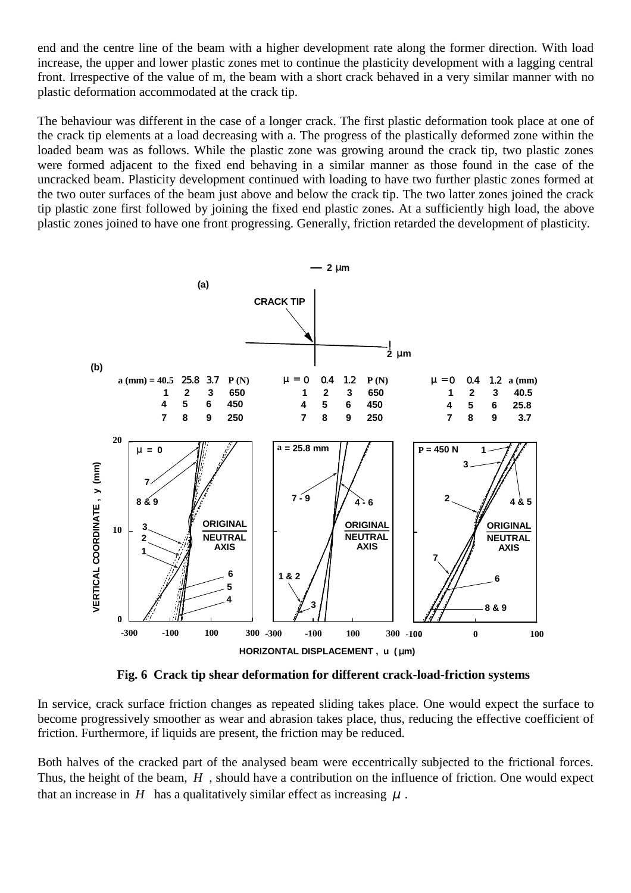end and the centre line of the beam with a higher development rate along the former direction. With load increase, the upper and lower plastic zones met to continue the plasticity development with a lagging central front. Irrespective of the value of m, the beam with a short crack behaved in a very similar manner with no plastic deformation accommodated at the crack tip.

The behaviour was different in the case of a longer crack. The first plastic deformation took place at one of the crack tip elements at a load decreasing with a. The progress of the plastically deformed zone within the loaded beam was as follows. While the plastic zone was growing around the crack tip, two plastic zones were formed adjacent to the fixed end behaving in a similar manner as those found in the case of the uncracked beam. Plasticity development continued with loading to have two further plastic zones formed at the two outer surfaces of the beam just above and below the crack tip. The two latter zones joined the crack tip plastic zone first followed by joining the fixed end plastic zones. At a sufficiently high load, the above plastic zones joined to have one front progressing. Generally, friction retarded the development of plasticity.

**Fig. 6 Crack tip shear deformation for different crack-load-friction systems**

In service, crack surface friction changes as repeated sliding takes place. One would expect the surface to become progressively smoother as wear and abrasion takes place, thus, reducing the effective coefficient of friction. Furthermore, if liquids are present, the friction may be reduced.

Both halves of the cracked part of the analysed beam were eccentrically subjected to the frictional forces. Thus, the height of the beam, $H$, should have a contribution on the influence of friction. One would expect that an increase in $H$ has a qualitatively similar effect as increasing $\mu$.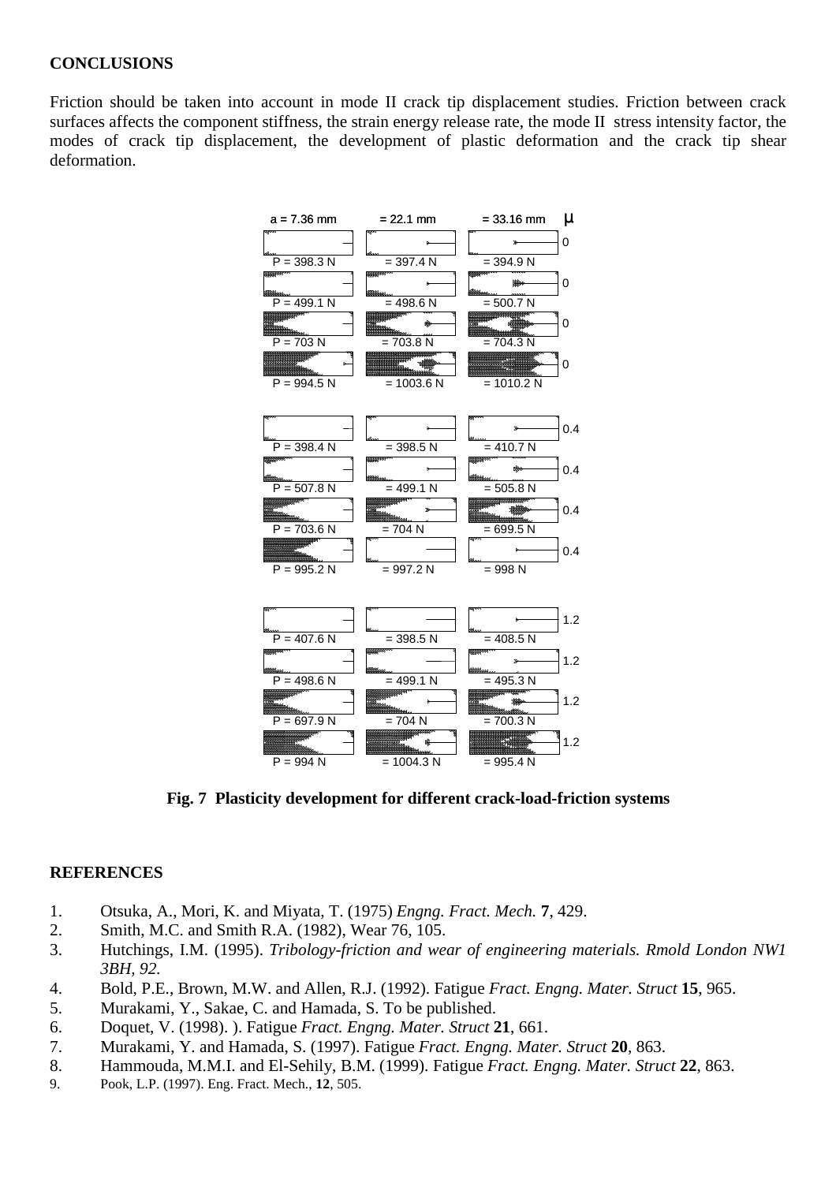## CONCLUSIONS

Friction should be taken into account in mode II crack tip displacement studies. Friction between crack surfaces affects the component stiffness, the strain energy release rate, the mode II stress intensity factor, the modes of crack tip displacement, the development of plastic deformation and the crack tip shear deformation.

a = 7.36 mm
= 22.1 mm
= 33.16 mm
μ

P = 398.3 N
= 397.4 N
= 394.9 N
0

P = 499.1 N
= 498.6 N
= 500.7 N
0

P = 703 N
= 703.8 N
= 704.3 N
0

P = 994.5 N
= 1003.6 N
= 1010.2 N
0

P = 398.4 N
= 398.5 N
= 410.7 N
0.4

P = 507.8 N
= 499.1 N
= 505.8 N
0.4

P = 703.6 N
= 704 N
= 699.5 N
0.4

P = 995.2 N
= 997.2 N
= 998 N
0.4

P = 407.6 N
= 398.5 N
= 408.5 N
1.2

P = 498.6 N
= 499.1 N
= 495.3 N
1.2

P = 697.9 N
= 704 N
= 700.3 N
1.2

P = 994 N
= 1004.3 N
= 995.4 N
1.2

**Fig. 7 Plasticity development for different crack-load-friction systems**

## REFERENCES

1. Otsuka, A., Mori, K. and Miyata, T. (1975) *Engng. Fract. Mech.* **7**, 429.
2. Smith, M.C. and Smith R.A. (1982), Wear 76, 105.
3. Hutchings, I.M. (1995). *Tribology-friction and wear of engineering materials. Rmold London NW1 3BH, 92.*
4. Bold, P.E., Brown, M.W. and Allen, R.J. (1992). Fatigue *Fract. Engng. Mater. Struct* **15**, 965.
5. Murakami, Y., Sakae, C. and Hamada, S. To be published.
6. Doquet, V. (1998). ). Fatigue *Fract. Engng. Mater. Struct* **21**, 661.
7. Murakami, Y. and Hamada, S. (1997). Fatigue *Fract. Engng. Mater. Struct* **20**, 863.
8. Hammouda, M.M.I. and El-Sehily, B.M. (1999). Fatigue *Fract. Engng. Mater. Struct* **22**, 863.
9. Pook, L.P. (1997). Eng. Fract. Mech., **12**, 505.